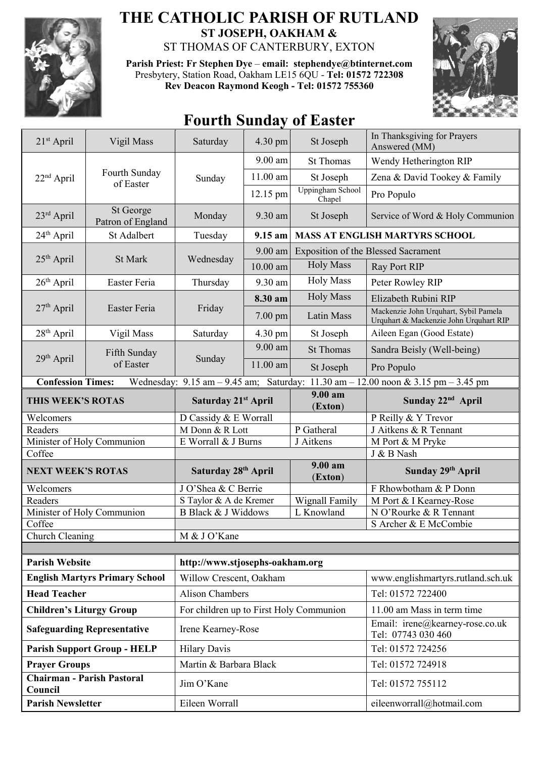# THE CATHOLIC PARISH OF RUTLAND

**ST JOSEPH, OAKHAM &**

ST THOMAS OF CANTERBURY, EXTON

**Parish Priest: Fr Stephen Dye** – **email: stephendye@btinternet.com**

Presbytery, Station Road, Oakham LE15 6QU - **Tel: 01572 722308**

**Rev Deacon Raymond Keogh - Tel: 01572 755360**

## Fourth Sunday of Easter

| | | | | | |
|---|---|---|---|---|---|
| 21st April | Vigil Mass | Saturday | 4.30 pm | St Joseph | In Thanksgiving for Prayers Answered (MM) |
| 22nd April | Fourth Sunday of Easter | Sunday | 9.00 am | St Thomas | Wendy Hetherington RIP |
| | | | 11.00 am | St Joseph | Zena & David Tookey & Family |
| | | | 12.15 pm | Uppingham School Chapel | Pro Populo |
| 23rd April | St George Patron of England | Monday | 9.30 am | St Joseph | Service of Word & Holy Communion |
| 24th April | St Adalbert | Tuesday | **9.15 am** | **MASS AT ENGLISH MARTYRS SCHOOL** | |
| 25th April | St Mark | Wednesday | 9.00 am | Exposition of the Blessed Sacrament | |
| | | | 10.00 am | Holy Mass | Ray Port RIP |
| 26th April | Easter Feria | Thursday | 9.30 am | Holy Mass | Peter Rowley RIP |
| 27th April | Easter Feria | Friday | **8.30 am** | Holy Mass | Elizabeth Rubini RIP |
| | | | 7.00 pm | Latin Mass | Mackenzie John Urquhart, Sybil Pamela Urquhart & Mackenzie John Urquhart RIP |
| 28th April | Vigil Mass | Saturday | 4.30 pm | St Joseph | Aileen Egan (Good Estate) |
| 29th April | Fifth Sunday of Easter | Sunday | 9.00 am | St Thomas | Sandra Beisly (Well-being) |
| | | | 11.00 am | St Joseph | Pro Populo |

**Confession Times:** Wednesday: 9.15 am – 9.45 am; Saturday: 11.30 am – 12.00 noon & 3.15 pm – 3.45 pm

| **THIS WEEK'S ROTAS** | **Saturday 21st April** | **9.00 am (Exton)** | **Sunday 22nd April** |
|---|---|---|---|
| Welcomers | D Cassidy & E Worrall | | P Reilly & Y Trevor |
| Readers | M Donn & R Lott | P Gatheral | J Aitkens & R Tennant |
| Minister of Holy Communion | E Worrall & J Burns | J Aitkens | M Port & M Pryke |
| Coffee | | | J & B Nash |
| **NEXT WEEK'S ROTAS** | **Saturday 28th April** | **9.00 am (Exton)** | **Sunday 29th April** |
| Welcomers | J O'Shea & C Berrie | | F Rhowbotham & P Donn |
| Readers | S Taylor & A de Kremer | Wignall Family | M Port & I Kearney-Rose |
| Minister of Holy Communion | B Black & J Widdows | L Knowland | N O'Rourke & R Tennant |
| Coffee | | | S Archer & E McCombie |
| Church Cleaning | M & J O'Kane | | |

| | | |
|---|---|---|
| **Parish Website** | http://www.stjosephs-oakham.org | |
| **English Martyrs Primary School** | Willow Crescent, Oakham | www.englishmartyrs.rutland.sch.uk |
| **Head Teacher** | Alison Chambers | Tel: 01572 722400 |
| **Children's Liturgy Group** | For children up to First Holy Communion | 11.00 am Mass in term time |
| **Safeguarding Representative** | Irene Kearney-Rose | Email: irene@kearney-rose.co.uk Tel: 07743 030 460 |
| **Parish Support Group - HELP** | Hilary Davis | Tel: 01572 724256 |
| **Prayer Groups** | Martin & Barbara Black | Tel: 01572 724918 |
| **Chairman - Parish Pastoral Council** | Jim O'Kane | Tel: 01572 755112 |
| **Parish Newsletter** | Eileen Worrall | eileenworrall@hotmail.com |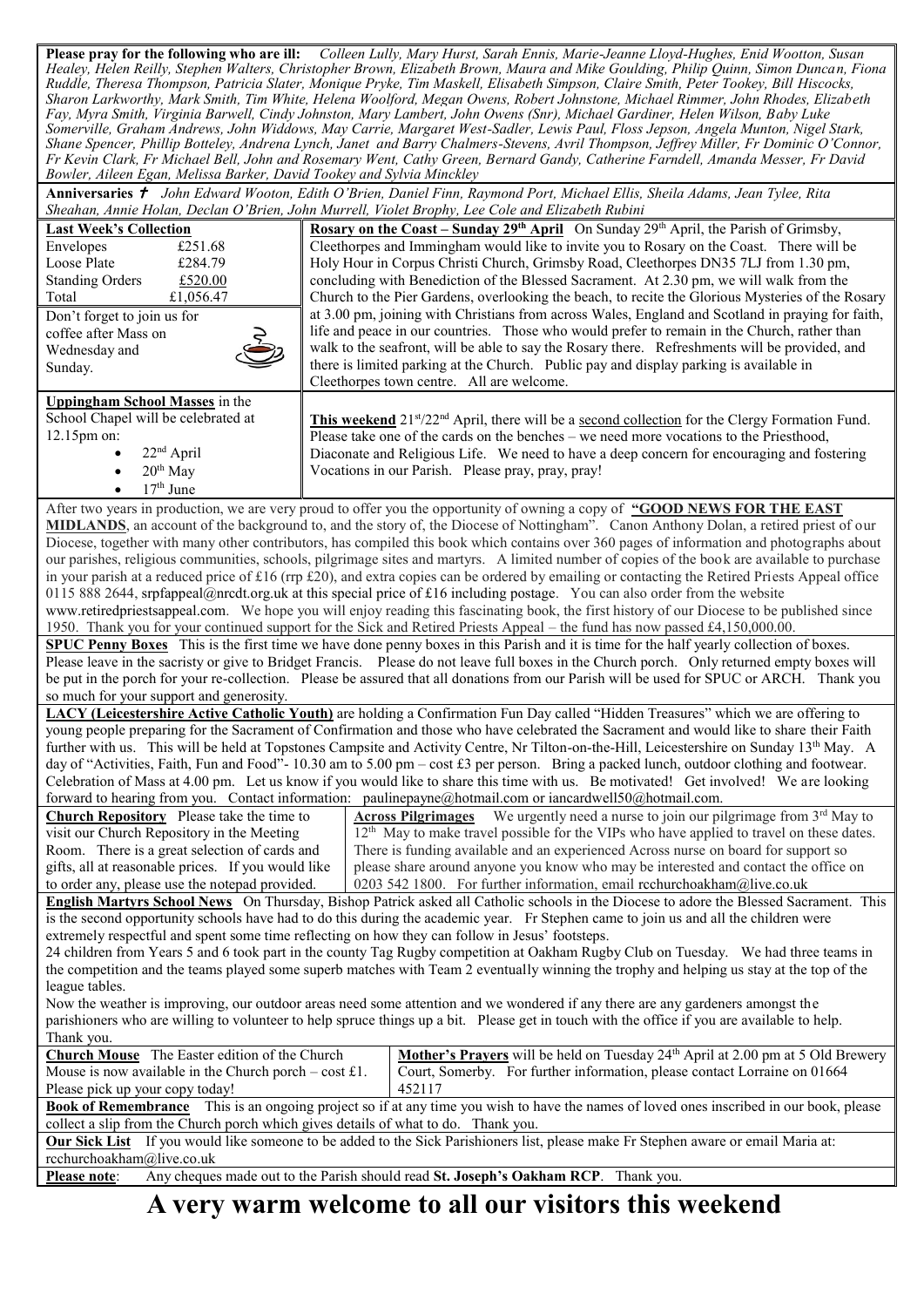**Please pray for the following who are ill:** *Colleen Lully, Mary Hurst, Sarah Ennis, Marie-Jeanne Lloyd-Hughes, Enid Wootton, Susan Healey, Helen Reilly, Stephen Walters, Christopher Brown, Elizabeth Brown, Maura and Mike Goulding, Philip Quinn, Simon Duncan, Fiona Ruddle, Theresa Thompson, Patricia Slater, Monique Pryke, Tim Maskell, Elisabeth Simpson, Claire Smith, Peter Tookey, Bill Hiscocks, Sharon Larkworthy, Mark Smith, Tim White, Helena Woolford, Megan Owens, Robert Johnstone, Michael Rimmer, John Rhodes, Elizabeth Fay, Myra Smith, Virginia Barwell, Cindy Johnston, Mary Lambert, John Owens (Snr), Michael Gardiner, Helen Wilson, Baby Luke Somerville, Graham Andrews, John Widdows, May Carrie, Margaret West-Sadler, Lewis Paul, Floss Jepson, Angela Munton, Nigel Stark, Shane Spencer, Phillip Botteley, Andrena Lynch, Janet and Barry Chalmers-Stevens, Avril Thompson, Jeffrey Miller, Fr Dominic O'Connor, Fr Kevin Clark, Fr Michael Bell, John and Rosemary Went, Cathy Green, Bernard Gandy, Catherine Farndell, Amanda Messer, Fr David Bowler, Aileen Egan, Melissa Barker, David Tookey and Sylvia Minckley*

**Anniversaries** ✝ *John Edward Wooton, Edith O'Brien, Daniel Finn, Raymond Port, Michael Ellis, Sheila Adams, Jean Tylee, Rita Sheahan, Annie Holan, Declan O'Brien, John Murrell, Violet Brophy, Lee Cole and Elizabeth Rubini*

**Last Week's Collection**

| | |
|---|---|
| Envelopes | £251.68 |
| Loose Plate | £284.79 |
| Standing Orders | £520.00 |
| Total | £1,056.47 |

Don't forget to join us for coffee after Mass on Wednesday and Sunday.

**Rosary on the Coast – Sunday 29th April** On Sunday 29th April, the Parish of Grimsby, Cleethorpes and Immingham would like to invite you to Rosary on the Coast. There will be Holy Hour in Corpus Christi Church, Grimsby Road, Cleethorpes DN35 7LJ from 1.30 pm, concluding with Benediction of the Blessed Sacrament. At 2.30 pm, we will walk from the Church to the Pier Gardens, overlooking the beach, to recite the Glorious Mysteries of the Rosary at 3.00 pm, joining with Christians from across Wales, England and Scotland in praying for faith, life and peace in our countries. Those who would prefer to remain in the Church, rather than walk to the seafront, will be able to say the Rosary there. Refreshments will be provided, and there is limited parking at the Church. Public pay and display parking is available in Cleethorpes town centre. All are welcome.

**Uppingham School Masses** in the School Chapel will be celebrated at 12.15pm on:

- 22nd April
- 20th May
- 17th June

**This weekend** 21st/22nd April, there will be a second collection for the Clergy Formation Fund. Please take one of the cards on the benches – we need more vocations to the Priesthood, Diaconate and Religious Life. We need to have a deep concern for encouraging and fostering Vocations in our Parish. Please pray, pray, pray!

After two years in production, we are very proud to offer you the opportunity of owning a copy of **"GOOD NEWS FOR THE EAST MIDLANDS**, an account of the background to, and the story of, the Diocese of Nottingham". Canon Anthony Dolan, a retired priest of our Diocese, together with many other contributors, has compiled this book which contains over 360 pages of information and photographs about our parishes, religious communities, schools, pilgrimage sites and martyrs. A limited number of copies of the book are available to purchase in your parish at a reduced price of £16 (rrp £20), and extra copies can be ordered by emailing or contacting the Retired Priests Appeal office 0115 888 2644, srpfappeal@nrcdt.org.uk at this special price of £16 including postage. You can also order from the website www.retiredpriestsappeal.com. We hope you will enjoy reading this fascinating book, the first history of our Diocese to be published since 1950. Thank you for your continued support for the Sick and Retired Priests Appeal – the fund has now passed £4,150,000.00.

**SPUC Penny Boxes** This is the first time we have done penny boxes in this Parish and it is time for the half yearly collection of boxes. Please leave in the sacristy or give to Bridget Francis. Please do not leave full boxes in the Church porch. Only returned empty boxes will be put in the porch for your re-collection. Please be assured that all donations from our Parish will be used for SPUC or ARCH. Thank you so much for your support and generosity.

**LACY (Leicestershire Active Catholic Youth)** are holding a Confirmation Fun Day called "Hidden Treasures" which we are offering to young people preparing for the Sacrament of Confirmation and those who have celebrated the Sacrament and would like to share their Faith further with us. This will be held at Topstones Campsite and Activity Centre, Nr Tilton-on-the-Hill, Leicestershire on Sunday 13th May. A day of "Activities, Faith, Fun and Food"- 10.30 am to 5.00 pm – cost £3 per person. Bring a packed lunch, outdoor clothing and footwear. Celebration of Mass at 4.00 pm. Let us know if you would like to share this time with us. Be motivated! Get involved! We are looking forward to hearing from you. Contact information: paulinepayne@hotmail.com or iancardwell50@hotmail.com.

**Church Repository** Please take the time to visit our Church Repository in the Meeting Room. There is a great selection of cards and gifts, all at reasonable prices. If you would like to order any, please use the notepad provided.

**Across Pilgrimages** We urgently need a nurse to join our pilgrimage from 3rd May to 12th May to make travel possible for the VIPs who have applied to travel on these dates. There is funding available and an experienced Across nurse on board for support so please share around anyone you know who may be interested and contact the office on 0203 542 1800. For further information, email rcchurchoakham@live.co.uk

**English Martyrs School News** On Thursday, Bishop Patrick asked all Catholic schools in the Diocese to adore the Blessed Sacrament. This is the second opportunity schools have had to do this during the academic year. Fr Stephen came to join us and all the children were extremely respectful and spent some time reflecting on how they can follow in Jesus' footsteps.

24 children from Years 5 and 6 took part in the county Tag Rugby competition at Oakham Rugby Club on Tuesday. We had three teams in the competition and the teams played some superb matches with Team 2 eventually winning the trophy and helping us stay at the top of the league tables.

Now the weather is improving, our outdoor areas need some attention and we wondered if any there are any gardeners amongst the parishioners who are willing to volunteer to help spruce things up a bit. Please get in touch with the office if you are available to help. Thank you.

**Church Mouse** The Easter edition of the Church Mouse is now available in the Church porch – cost £1. Please pick up your copy today!

**Mother's Prayers** will be held on Tuesday 24th April at 2.00 pm at 5 Old Brewery Court, Somerby. For further information, please contact Lorraine on 01664 452117

**Book of Remembrance** This is an ongoing project so if at any time you wish to have the names of loved ones inscribed in our book, please collect a slip from the Church porch which gives details of what to do. Thank you.

**Our Sick List** If you would like someone to be added to the Sick Parishioners list, please make Fr Stephen aware or email Maria at: rcchurchoakham@live.co.uk

**Please note**: Any cheques made out to the Parish should read **St. Joseph's Oakham RCP**. Thank you.

# A very warm welcome to all our visitors this weekend